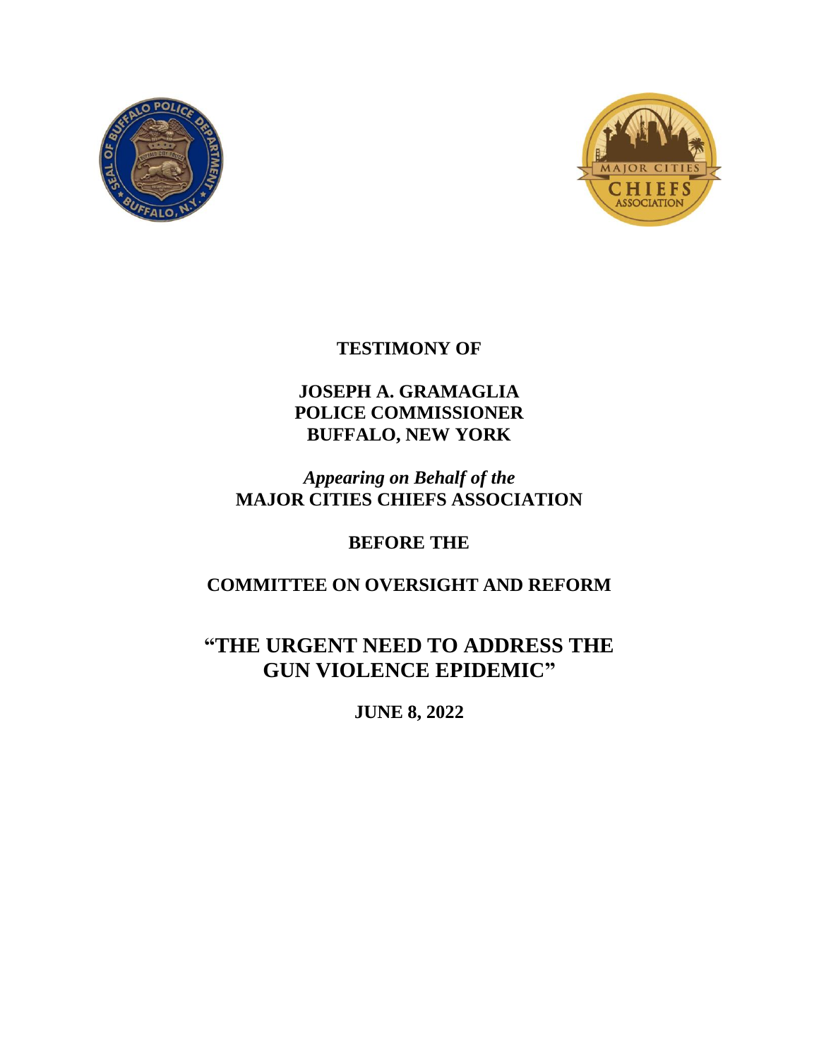**TESTIMONY OF**

**JOSEPH A. GRAMAGLIA**
**POLICE COMMISSIONER**
**BUFFALO, NEW YORK**

***Appearing on Behalf of the***
**MAJOR CITIES CHIEFS ASSOCIATION**

**BEFORE THE**

**COMMITTEE ON OVERSIGHT AND REFORM**

# "THE URGENT NEED TO ADDRESS THE GUN VIOLENCE EPIDEMIC"

**JUNE 8, 2022**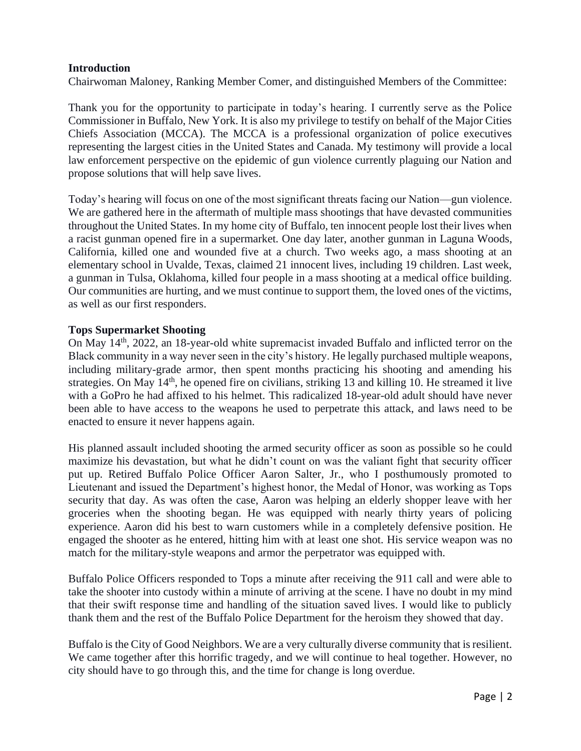## Introduction

Chairwoman Maloney, Ranking Member Comer, and distinguished Members of the Committee:

Thank you for the opportunity to participate in today's hearing. I currently serve as the Police Commissioner in Buffalo, New York. It is also my privilege to testify on behalf of the Major Cities Chiefs Association (MCCA). The MCCA is a professional organization of police executives representing the largest cities in the United States and Canada. My testimony will provide a local law enforcement perspective on the epidemic of gun violence currently plaguing our Nation and propose solutions that will help save lives.

Today's hearing will focus on one of the most significant threats facing our Nation—gun violence. We are gathered here in the aftermath of multiple mass shootings that have devastated communities throughout the United States. In my home city of Buffalo, ten innocent people lost their lives when a racist gunman opened fire in a supermarket. One day later, another gunman in Laguna Woods, California, killed one and wounded five at a church. Two weeks ago, a mass shooting at an elementary school in Uvalde, Texas, claimed 21 innocent lives, including 19 children. Last week, a gunman in Tulsa, Oklahoma, killed four people in a mass shooting at a medical office building. Our communities are hurting, and we must continue to support them, the loved ones of the victims, as well as our first responders.

## Tops Supermarket Shooting

On May 14th, 2022, an 18-year-old white supremacist invaded Buffalo and inflicted terror on the Black community in a way never seen in the city's history. He legally purchased multiple weapons, including military-grade armor, then spent months practicing his shooting and amending his strategies. On May 14th, he opened fire on civilians, striking 13 and killing 10. He streamed it live with a GoPro he had affixed to his helmet. This radicalized 18-year-old adult should have never been able to have access to the weapons he used to perpetrate this attack, and laws need to be enacted to ensure it never happens again.

His planned assault included shooting the armed security officer as soon as possible so he could maximize his devastation, but what he didn't count on was the valiant fight that security officer put up. Retired Buffalo Police Officer Aaron Salter, Jr., who I posthumously promoted to Lieutenant and issued the Department's highest honor, the Medal of Honor, was working as Tops security that day. As was often the case, Aaron was helping an elderly shopper leave with her groceries when the shooting began. He was equipped with nearly thirty years of policing experience. Aaron did his best to warn customers while in a completely defensive position. He engaged the shooter as he entered, hitting him with at least one shot. His service weapon was no match for the military-style weapons and armor the perpetrator was equipped with.

Buffalo Police Officers responded to Tops a minute after receiving the 911 call and were able to take the shooter into custody within a minute of arriving at the scene. I have no doubt in my mind that their swift response time and handling of the situation saved lives. I would like to publicly thank them and the rest of the Buffalo Police Department for the heroism they showed that day.

Buffalo is the City of Good Neighbors. We are a very culturally diverse community that is resilient. We came together after this horrific tragedy, and we will continue to heal together. However, no city should have to go through this, and the time for change is long overdue.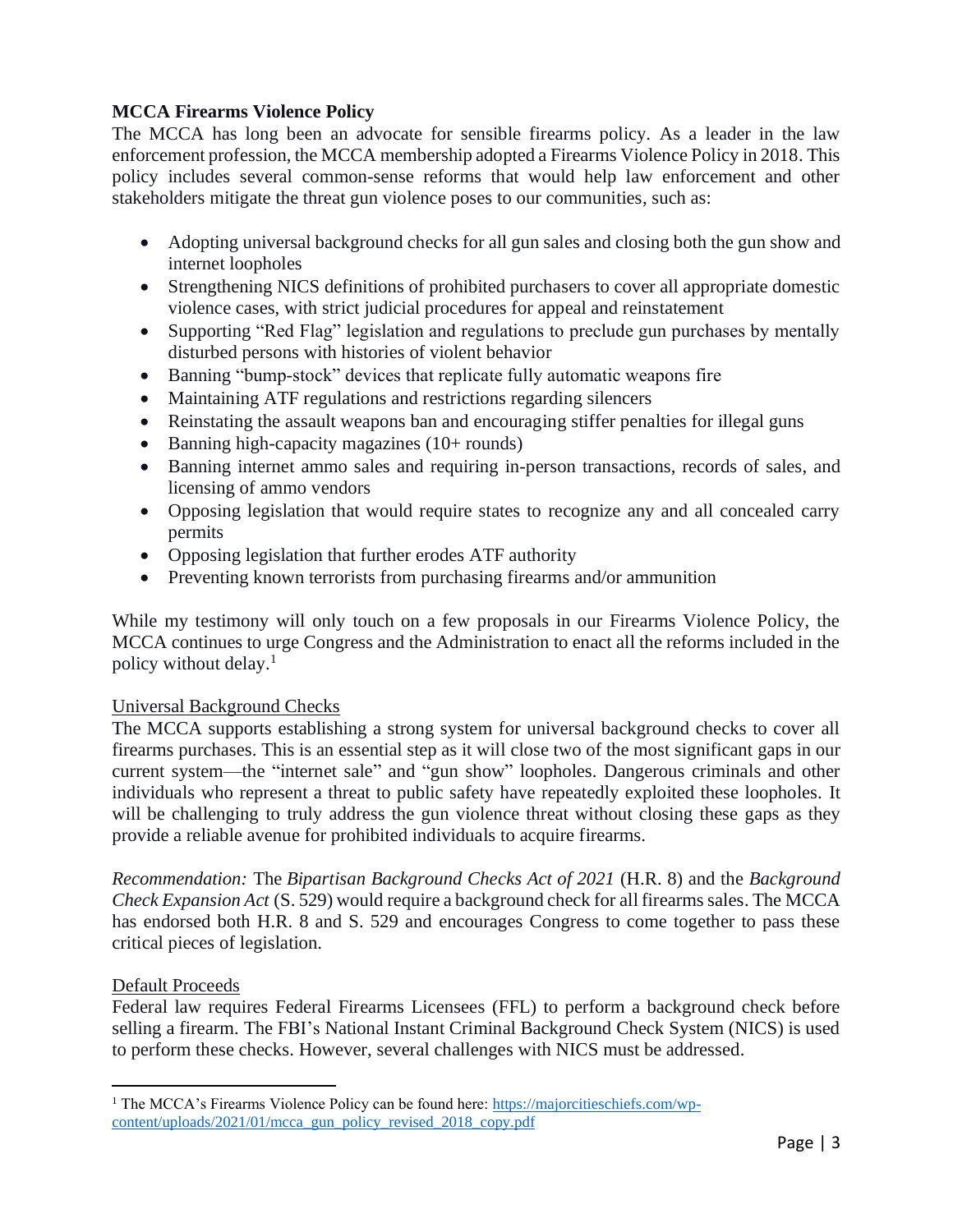**MCCA Firearms Violence Policy**

The MCCA has long been an advocate for sensible firearms policy. As a leader in the law enforcement profession, the MCCA membership adopted a Firearms Violence Policy in 2018. This policy includes several common-sense reforms that would help law enforcement and other stakeholders mitigate the threat gun violence poses to our communities, such as:

- Adopting universal background checks for all gun sales and closing both the gun show and internet loopholes
- Strengthening NICS definitions of prohibited purchasers to cover all appropriate domestic violence cases, with strict judicial procedures for appeal and reinstatement
- Supporting "Red Flag" legislation and regulations to preclude gun purchases by mentally disturbed persons with histories of violent behavior
- Banning "bump-stock" devices that replicate fully automatic weapons fire
- Maintaining ATF regulations and restrictions regarding silencers
- Reinstating the assault weapons ban and encouraging stiffer penalties for illegal guns
- Banning high-capacity magazines (10+ rounds)
- Banning internet ammo sales and requiring in-person transactions, records of sales, and licensing of ammo vendors
- Opposing legislation that would require states to recognize any and all concealed carry permits
- Opposing legislation that further erodes ATF authority
- Preventing known terrorists from purchasing firearms and/or ammunition

While my testimony will only touch on a few proposals in our Firearms Violence Policy, the MCCA continues to urge Congress and the Administration to enact all the reforms included in the policy without delay.[1]

Universal Background Checks

The MCCA supports establishing a strong system for universal background checks to cover all firearms purchases. This is an essential step as it will close two of the most significant gaps in our current system—the "internet sale" and "gun show" loopholes. Dangerous criminals and other individuals who represent a threat to public safety have repeatedly exploited these loopholes. It will be challenging to truly address the gun violence threat without closing these gaps as they provide a reliable avenue for prohibited individuals to acquire firearms.

*Recommendation:* The *Bipartisan Background Checks Act of 2021* (H.R. 8) and the *Background Check Expansion Act* (S. 529) would require a background check for all firearms sales. The MCCA has endorsed both H.R. 8 and S. 529 and encourages Congress to come together to pass these critical pieces of legislation.

Default Proceeds

Federal law requires Federal Firearms Licensees (FFL) to perform a background check before selling a firearm. The FBI's National Instant Criminal Background Check System (NICS) is used to perform these checks. However, several challenges with NICS must be addressed.

---

[1] The MCCA's Firearms Violence Policy can be found here: https://majorcitieschiefs.com/wp-content/uploads/2021/01/mcca_gun_policy_revised_2018_copy.pdf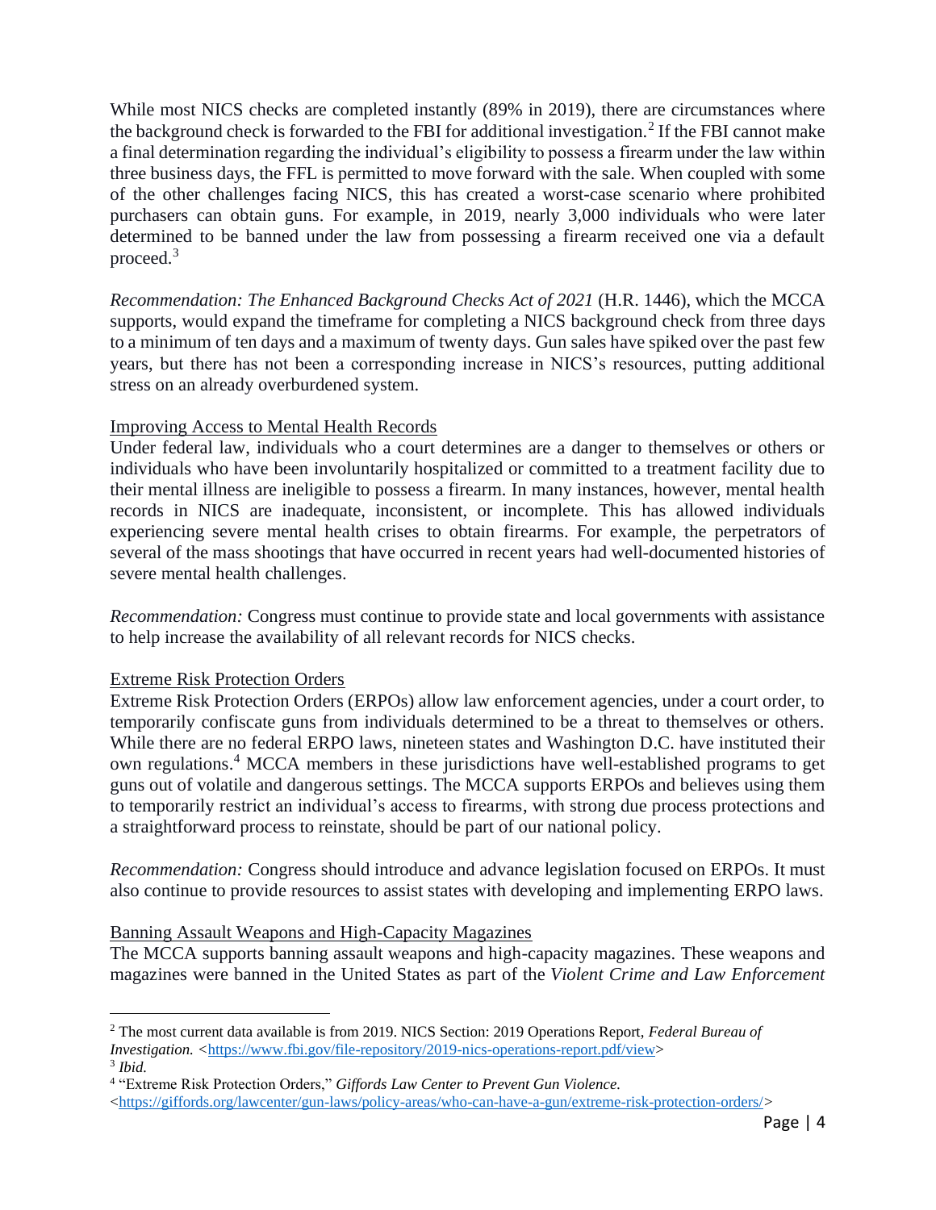While most NICS checks are completed instantly (89% in 2019), there are circumstances where the background check is forwarded to the FBI for additional investigation.[2] If the FBI cannot make a final determination regarding the individual's eligibility to possess a firearm under the law within three business days, the FFL is permitted to move forward with the sale. When coupled with some of the other challenges facing NICS, this has created a worst-case scenario where prohibited purchasers can obtain guns. For example, in 2019, nearly 3,000 individuals who were later determined to be banned under the law from possessing a firearm received one via a default proceed.[3]

*Recommendation: The Enhanced Background Checks Act of 2021* (H.R. 1446), which the MCCA supports, would expand the timeframe for completing a NICS background check from three days to a minimum of ten days and a maximum of twenty days. Gun sales have spiked over the past few years, but there has not been a corresponding increase in NICS's resources, putting additional stress on an already overburdened system.

<u>Improving Access to Mental Health Records</u>

Under federal law, individuals who a court determines are a danger to themselves or others or individuals who have been involuntarily hospitalized or committed to a treatment facility due to their mental illness are ineligible to possess a firearm. In many instances, however, mental health records in NICS are inadequate, inconsistent, or incomplete. This has allowed individuals experiencing severe mental health crises to obtain firearms. For example, the perpetrators of several of the mass shootings that have occurred in recent years had well-documented histories of severe mental health challenges.

*Recommendation:* Congress must continue to provide state and local governments with assistance to help increase the availability of all relevant records for NICS checks.

<u>Extreme Risk Protection Orders</u>

Extreme Risk Protection Orders (ERPOs) allow law enforcement agencies, under a court order, to temporarily confiscate guns from individuals determined to be a threat to themselves or others. While there are no federal ERPO laws, nineteen states and Washington D.C. have instituted their own regulations.[4] MCCA members in these jurisdictions have well-established programs to get guns out of volatile and dangerous settings. The MCCA supports ERPOs and believes using them to temporarily restrict an individual's access to firearms, with strong due process protections and a straightforward process to reinstate, should be part of our national policy.

*Recommendation:* Congress should introduce and advance legislation focused on ERPOs. It must also continue to provide resources to assist states with developing and implementing ERPO laws.

<u>Banning Assault Weapons and High-Capacity Magazines</u>

The MCCA supports banning assault weapons and high-capacity magazines. These weapons and magazines were banned in the United States as part of the *Violent Crime and Law Enforcement*

---

[2] The most current data available is from 2019. NICS Section: 2019 Operations Report, *Federal Bureau of Investigation.* <https://www.fbi.gov/file-repository/2019-nics-operations-report.pdf/view>

[3] *Ibid.*

[4] "Extreme Risk Protection Orders," *Giffords Law Center to Prevent Gun Violence.* <https://giffords.org/lawcenter/gun-laws/policy-areas/who-can-have-a-gun/extreme-risk-protection-orders/>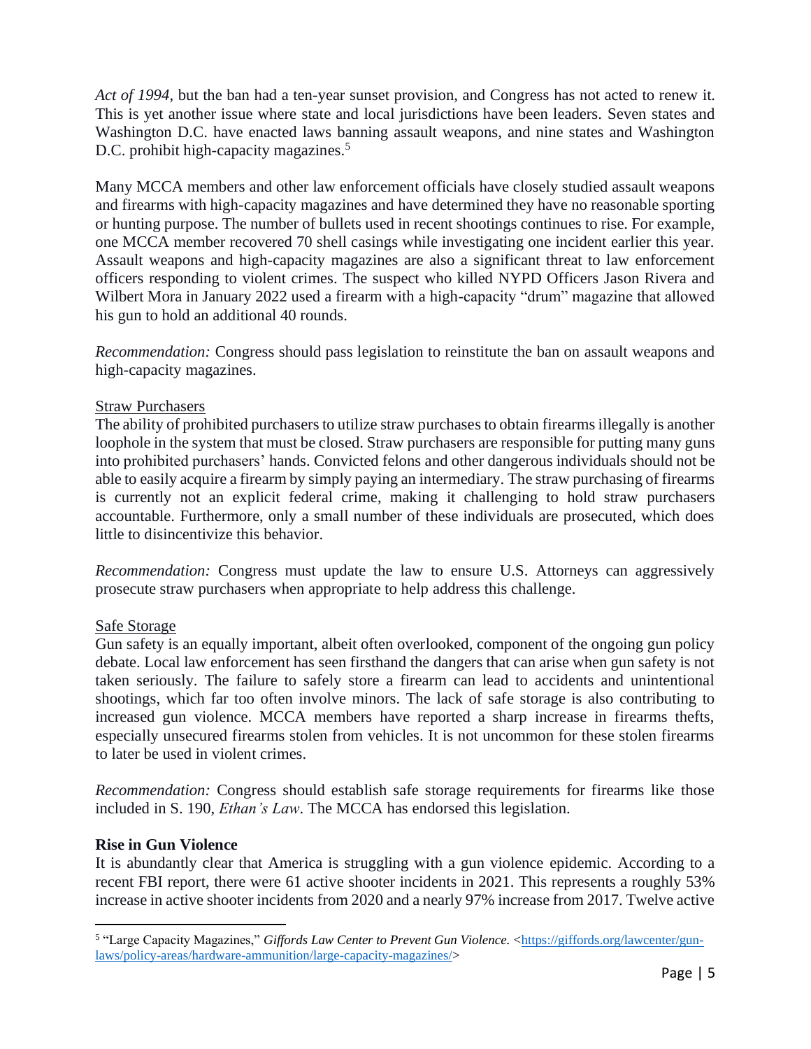*Act of 1994*, but the ban had a ten-year sunset provision, and Congress has not acted to renew it. This is yet another issue where state and local jurisdictions have been leaders. Seven states and Washington D.C. have enacted laws banning assault weapons, and nine states and Washington D.C. prohibit high-capacity magazines.[5]

Many MCCA members and other law enforcement officials have closely studied assault weapons and firearms with high-capacity magazines and have determined they have no reasonable sporting or hunting purpose. The number of bullets used in recent shootings continues to rise. For example, one MCCA member recovered 70 shell casings while investigating one incident earlier this year. Assault weapons and high-capacity magazines are also a significant threat to law enforcement officers responding to violent crimes. The suspect who killed NYPD Officers Jason Rivera and Wilbert Mora in January 2022 used a firearm with a high-capacity "drum" magazine that allowed his gun to hold an additional 40 rounds.

*Recommendation:* Congress should pass legislation to reinstitute the ban on assault weapons and high-capacity magazines.

<u>Straw Purchasers</u>

The ability of prohibited purchasers to utilize straw purchases to obtain firearms illegally is another loophole in the system that must be closed. Straw purchasers are responsible for putting many guns into prohibited purchasers' hands. Convicted felons and other dangerous individuals should not be able to easily acquire a firearm by simply paying an intermediary. The straw purchasing of firearms is currently not an explicit federal crime, making it challenging to hold straw purchasers accountable. Furthermore, only a small number of these individuals are prosecuted, which does little to disincentivize this behavior.

*Recommendation:* Congress must update the law to ensure U.S. Attorneys can aggressively prosecute straw purchasers when appropriate to help address this challenge.

<u>Safe Storage</u>

Gun safety is an equally important, albeit often overlooked, component of the ongoing gun policy debate. Local law enforcement has seen firsthand the dangers that can arise when gun safety is not taken seriously. The failure to safely store a firearm can lead to accidents and unintentional shootings, which far too often involve minors. The lack of safe storage is also contributing to increased gun violence. MCCA members have reported a sharp increase in firearms thefts, especially unsecured firearms stolen from vehicles. It is not uncommon for these stolen firearms to later be used in violent crimes.

*Recommendation:* Congress should establish safe storage requirements for firearms like those included in S. 190, *Ethan's Law*. The MCCA has endorsed this legislation.

**Rise in Gun Violence**

It is abundantly clear that America is struggling with a gun violence epidemic. According to a recent FBI report, there were 61 active shooter incidents in 2021. This represents a roughly 53% increase in active shooter incidents from 2020 and a nearly 97% increase from 2017. Twelve active

---

[5] "Large Capacity Magazines," *Giffords Law Center to Prevent Gun Violence.* <https://giffords.org/lawcenter/gun-laws/policy-areas/hardware-ammunition/large-capacity-magazines/>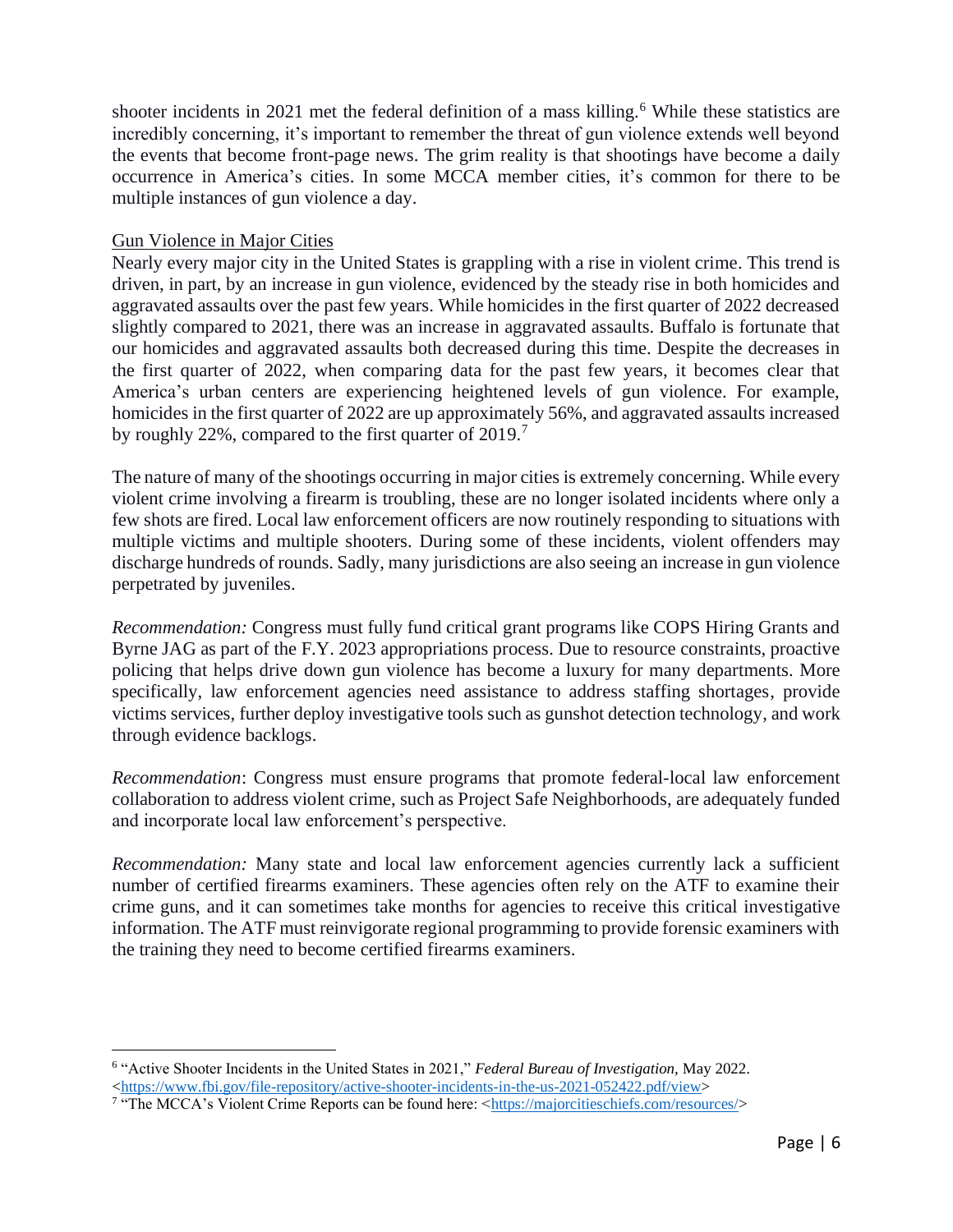shooter incidents in 2021 met the federal definition of a mass killing.[6] While these statistics are incredibly concerning, it's important to remember the threat of gun violence extends well beyond the events that become front-page news. The grim reality is that shootings have become a daily occurrence in America's cities. In some MCCA member cities, it's common for there to be multiple instances of gun violence a day.

<u>Gun Violence in Major Cities</u>

Nearly every major city in the United States is grappling with a rise in violent crime. This trend is driven, in part, by an increase in gun violence, evidenced by the steady rise in both homicides and aggravated assaults over the past few years. While homicides in the first quarter of 2022 decreased slightly compared to 2021, there was an increase in aggravated assaults. Buffalo is fortunate that our homicides and aggravated assaults both decreased during this time. Despite the decreases in the first quarter of 2022, when comparing data for the past few years, it becomes clear that America's urban centers are experiencing heightened levels of gun violence. For example, homicides in the first quarter of 2022 are up approximately 56%, and aggravated assaults increased by roughly 22%, compared to the first quarter of 2019.[7]

The nature of many of the shootings occurring in major cities is extremely concerning. While every violent crime involving a firearm is troubling, these are no longer isolated incidents where only a few shots are fired. Local law enforcement officers are now routinely responding to situations with multiple victims and multiple shooters. During some of these incidents, violent offenders may discharge hundreds of rounds. Sadly, many jurisdictions are also seeing an increase in gun violence perpetrated by juveniles.

*Recommendation:* Congress must fully fund critical grant programs like COPS Hiring Grants and Byrne JAG as part of the F.Y. 2023 appropriations process. Due to resource constraints, proactive policing that helps drive down gun violence has become a luxury for many departments. More specifically, law enforcement agencies need assistance to address staffing shortages, provide victims services, further deploy investigative tools such as gunshot detection technology, and work through evidence backlogs.

*Recommendation*: Congress must ensure programs that promote federal-local law enforcement collaboration to address violent crime, such as Project Safe Neighborhoods, are adequately funded and incorporate local law enforcement's perspective.

*Recommendation:* Many state and local law enforcement agencies currently lack a sufficient number of certified firearms examiners. These agencies often rely on the ATF to examine their crime guns, and it can sometimes take months for agencies to receive this critical investigative information. The ATF must reinvigorate regional programming to provide forensic examiners with the training they need to become certified firearms examiners.

---

[6] "Active Shooter Incidents in the United States in 2021," *Federal Bureau of Investigation,* May 2022. <https://www.fbi.gov/file-repository/active-shooter-incidents-in-the-us-2021-052422.pdf/view>

[7] "The MCCA's Violent Crime Reports can be found here: <https://majorcitieschiefs.com/resources/>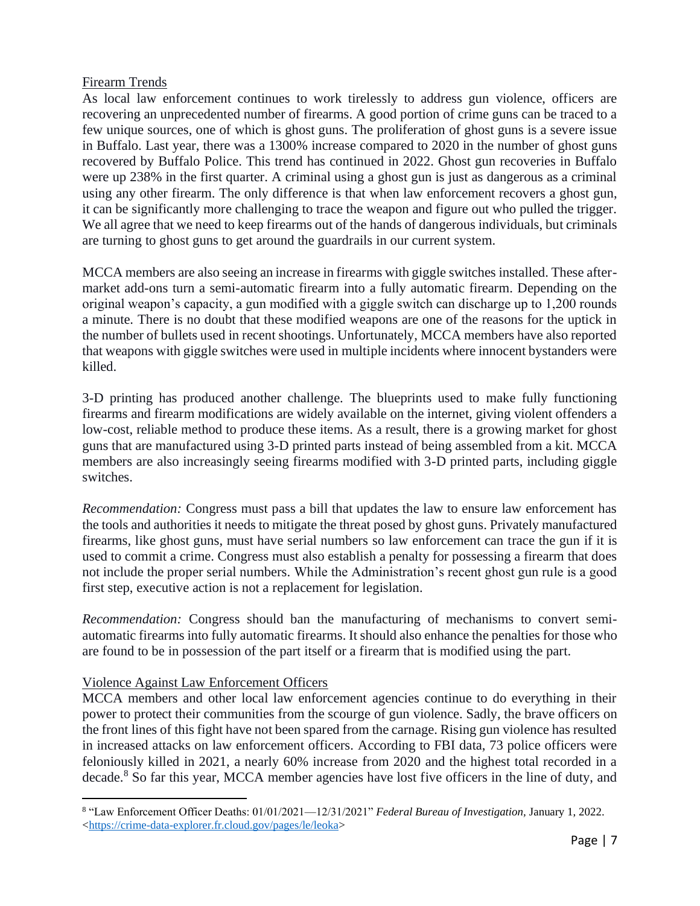## Firearm Trends

As local law enforcement continues to work tirelessly to address gun violence, officers are recovering an unprecedented number of firearms. A good portion of crime guns can be traced to a few unique sources, one of which is ghost guns. The proliferation of ghost guns is a severe issue in Buffalo. Last year, there was a 1300% increase compared to 2020 in the number of ghost guns recovered by Buffalo Police. This trend has continued in 2022. Ghost gun recoveries in Buffalo were up 238% in the first quarter. A criminal using a ghost gun is just as dangerous as a criminal using any other firearm. The only difference is that when law enforcement recovers a ghost gun, it can be significantly more challenging to trace the weapon and figure out who pulled the trigger. We all agree that we need to keep firearms out of the hands of dangerous individuals, but criminals are turning to ghost guns to get around the guardrails in our current system.

MCCA members are also seeing an increase in firearms with giggle switches installed. These after-market add-ons turn a semi-automatic firearm into a fully automatic firearm. Depending on the original weapon's capacity, a gun modified with a giggle switch can discharge up to 1,200 rounds a minute. There is no doubt that these modified weapons are one of the reasons for the uptick in the number of bullets used in recent shootings. Unfortunately, MCCA members have also reported that weapons with giggle switches were used in multiple incidents where innocent bystanders were killed.

3-D printing has produced another challenge. The blueprints used to make fully functioning firearms and firearm modifications are widely available on the internet, giving violent offenders a low-cost, reliable method to produce these items. As a result, there is a growing market for ghost guns that are manufactured using 3-D printed parts instead of being assembled from a kit. MCCA members are also increasingly seeing firearms modified with 3-D printed parts, including giggle switches.

*Recommendation:* Congress must pass a bill that updates the law to ensure law enforcement has the tools and authorities it needs to mitigate the threat posed by ghost guns. Privately manufactured firearms, like ghost guns, must have serial numbers so law enforcement can trace the gun if it is used to commit a crime. Congress must also establish a penalty for possessing a firearm that does not include the proper serial numbers. While the Administration's recent ghost gun rule is a good first step, executive action is not a replacement for legislation.

*Recommendation:* Congress should ban the manufacturing of mechanisms to convert semi-automatic firearms into fully automatic firearms. It should also enhance the penalties for those who are found to be in possession of the part itself or a firearm that is modified using the part.

## Violence Against Law Enforcement Officers

MCCA members and other local law enforcement agencies continue to do everything in their power to protect their communities from the scourge of gun violence. Sadly, the brave officers on the front lines of this fight have not been spared from the carnage. Rising gun violence has resulted in increased attacks on law enforcement officers. According to FBI data, 73 police officers were feloniously killed in 2021, a nearly 60% increase from 2020 and the highest total recorded in a decade.[8] So far this year, MCCA member agencies have lost five officers in the line of duty, and

---

[8] "Law Enforcement Officer Deaths: 01/01/2021—12/31/2021" *Federal Bureau of Investigation,* January 1, 2022. <https://crime-data-explorer.fr.cloud.gov/pages/le/leoka>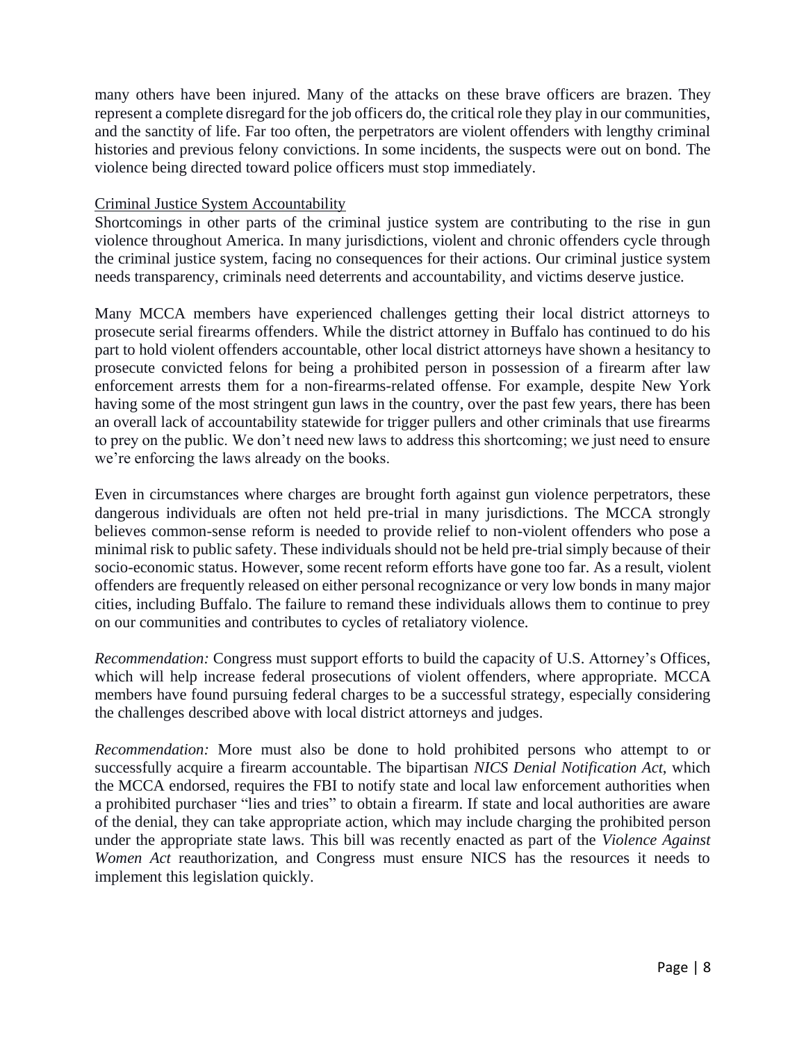many others have been injured. Many of the attacks on these brave officers are brazen. They represent a complete disregard for the job officers do, the critical role they play in our communities, and the sanctity of life. Far too often, the perpetrators are violent offenders with lengthy criminal histories and previous felony convictions. In some incidents, the suspects were out on bond. The violence being directed toward police officers must stop immediately.

<u>Criminal Justice System Accountability</u>

Shortcomings in other parts of the criminal justice system are contributing to the rise in gun violence throughout America. In many jurisdictions, violent and chronic offenders cycle through the criminal justice system, facing no consequences for their actions. Our criminal justice system needs transparency, criminals need deterrents and accountability, and victims deserve justice.

Many MCCA members have experienced challenges getting their local district attorneys to prosecute serial firearms offenders. While the district attorney in Buffalo has continued to do his part to hold violent offenders accountable, other local district attorneys have shown a hesitancy to prosecute convicted felons for being a prohibited person in possession of a firearm after law enforcement arrests them for a non-firearms-related offense. For example, despite New York having some of the most stringent gun laws in the country, over the past few years, there has been an overall lack of accountability statewide for trigger pullers and other criminals that use firearms to prey on the public. We don't need new laws to address this shortcoming; we just need to ensure we're enforcing the laws already on the books.

Even in circumstances where charges are brought forth against gun violence perpetrators, these dangerous individuals are often not held pre-trial in many jurisdictions. The MCCA strongly believes common-sense reform is needed to provide relief to non-violent offenders who pose a minimal risk to public safety. These individuals should not be held pre-trial simply because of their socio-economic status. However, some recent reform efforts have gone too far. As a result, violent offenders are frequently released on either personal recognizance or very low bonds in many major cities, including Buffalo. The failure to remand these individuals allows them to continue to prey on our communities and contributes to cycles of retaliatory violence.

*Recommendation:* Congress must support efforts to build the capacity of U.S. Attorney's Offices, which will help increase federal prosecutions of violent offenders, where appropriate. MCCA members have found pursuing federal charges to be a successful strategy, especially considering the challenges described above with local district attorneys and judges.

*Recommendation:* More must also be done to hold prohibited persons who attempt to or successfully acquire a firearm accountable. The bipartisan *NICS Denial Notification Act*, which the MCCA endorsed, requires the FBI to notify state and local law enforcement authorities when a prohibited purchaser "lies and tries" to obtain a firearm. If state and local authorities are aware of the denial, they can take appropriate action, which may include charging the prohibited person under the appropriate state laws. This bill was recently enacted as part of the *Violence Against Women Act* reauthorization, and Congress must ensure NICS has the resources it needs to implement this legislation quickly.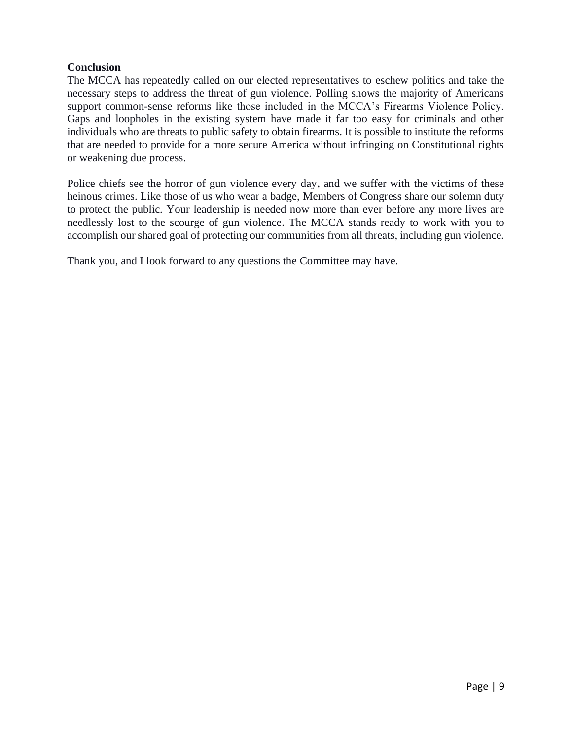## Conclusion

The MCCA has repeatedly called on our elected representatives to eschew politics and take the necessary steps to address the threat of gun violence. Polling shows the majority of Americans support common-sense reforms like those included in the MCCA's Firearms Violence Policy. Gaps and loopholes in the existing system have made it far too easy for criminals and other individuals who are threats to public safety to obtain firearms. It is possible to institute the reforms that are needed to provide for a more secure America without infringing on Constitutional rights or weakening due process.

Police chiefs see the horror of gun violence every day, and we suffer with the victims of these heinous crimes. Like those of us who wear a badge, Members of Congress share our solemn duty to protect the public. Your leadership is needed now more than ever before any more lives are needlessly lost to the scourge of gun violence. The MCCA stands ready to work with you to accomplish our shared goal of protecting our communities from all threats, including gun violence.

Thank you, and I look forward to any questions the Committee may have.